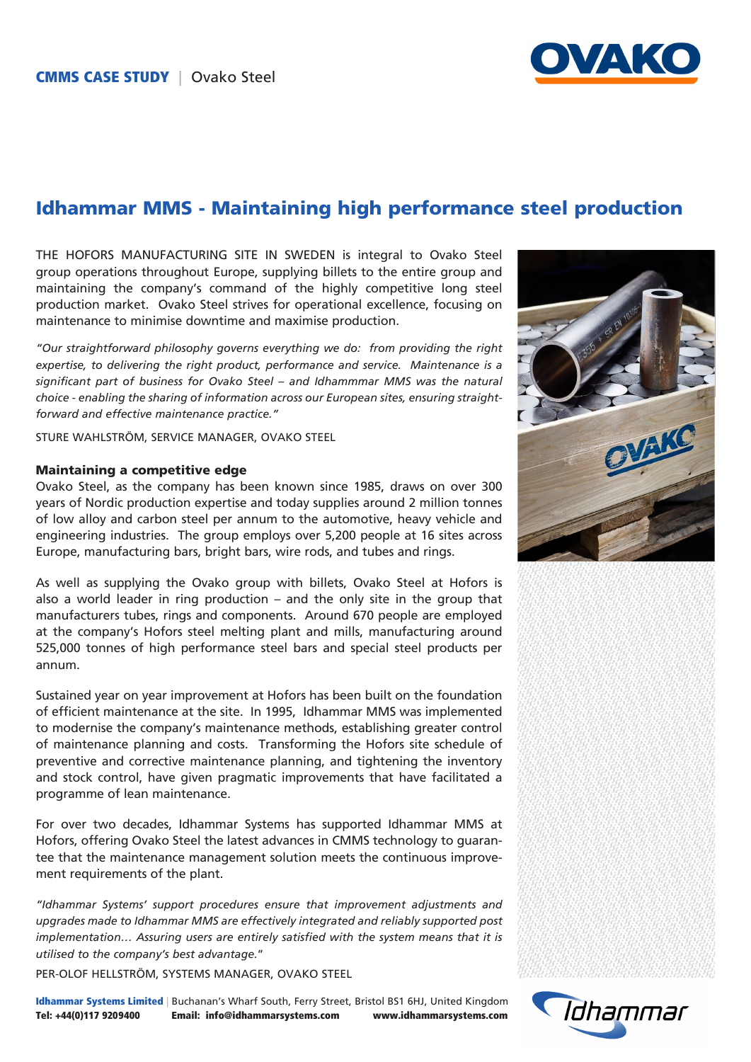**CMMS CASE STUDY** | Ovako Steel

# Idhammar MMS - Maintaining high performance steel production

THE HOFORS MANUFACTURING SITE IN SWEDEN is integral to Ovako Steel group operations throughout Europe, supplying billets to the entire group and maintaining the company's command of the highly competitive long steel production market. Ovako Steel strives for operational excellence, focusing on maintenance to minimise downtime and maximise production.

*"Our straightforward philosophy governs everything we do: from providing the right expertise, to delivering the right product, performance and service. Maintenance is a significant part of business for Ovako Steel – and Idhammmar MMS was the natural choice - enabling the sharing of information across our European sites, ensuring straight-forward and effective maintenance practice."*

STURE WAHLSTRÖM, SERVICE MANAGER, OVAKO STEEL

### Maintaining a competitive edge

Ovako Steel, as the company has been known since 1985, draws on over 300 years of Nordic production expertise and today supplies around 2 million tonnes of low alloy and carbon steel per annum to the automotive, heavy vehicle and engineering industries. The group employs over 5,200 people at 16 sites across Europe, manufacturing bars, bright bars, wire rods, and tubes and rings.

As well as supplying the Ovako group with billets, Ovako Steel at Hofors is also a world leader in ring production – and the only site in the group that manufacturers tubes, rings and components. Around 670 people are employed at the company's Hofors steel melting plant and mills, manufacturing around 525,000 tonnes of high performance steel bars and special steel products per annum.

Sustained year on year improvement at Hofors has been built on the foundation of efficient maintenance at the site. In 1995, Idhammar MMS was implemented to modernise the company's maintenance methods, establishing greater control of maintenance planning and costs. Transforming the Hofors site schedule of preventive and corrective maintenance planning, and tightening the inventory and stock control, have given pragmatic improvements that have facilitated a programme of lean maintenance.

For over two decades, Idhammar Systems has supported Idhammar MMS at Hofors, offering Ovako Steel the latest advances in CMMS technology to guarantee that the maintenance management solution meets the continuous improvement requirements of the plant.

*"Idhammar Systems' support procedures ensure that improvement adjustments and upgrades made to Idhammar MMS are effectively integrated and reliably supported post implementation… Assuring users are entirely satisfied with the system means that it is utilised to the company's best advantage."*

PER-OLOF HELLSTRÖM, SYSTEMS MANAGER, OVAKO STEEL

**Idhammar Systems Limited** | Buchanan's Wharf South, Ferry Street, Bristol BS1 6HJ, United Kingdom
**Tel: +44(0)117 9209400** **Email: info@idhammarsystems.com** **www.idhammarsystems.com**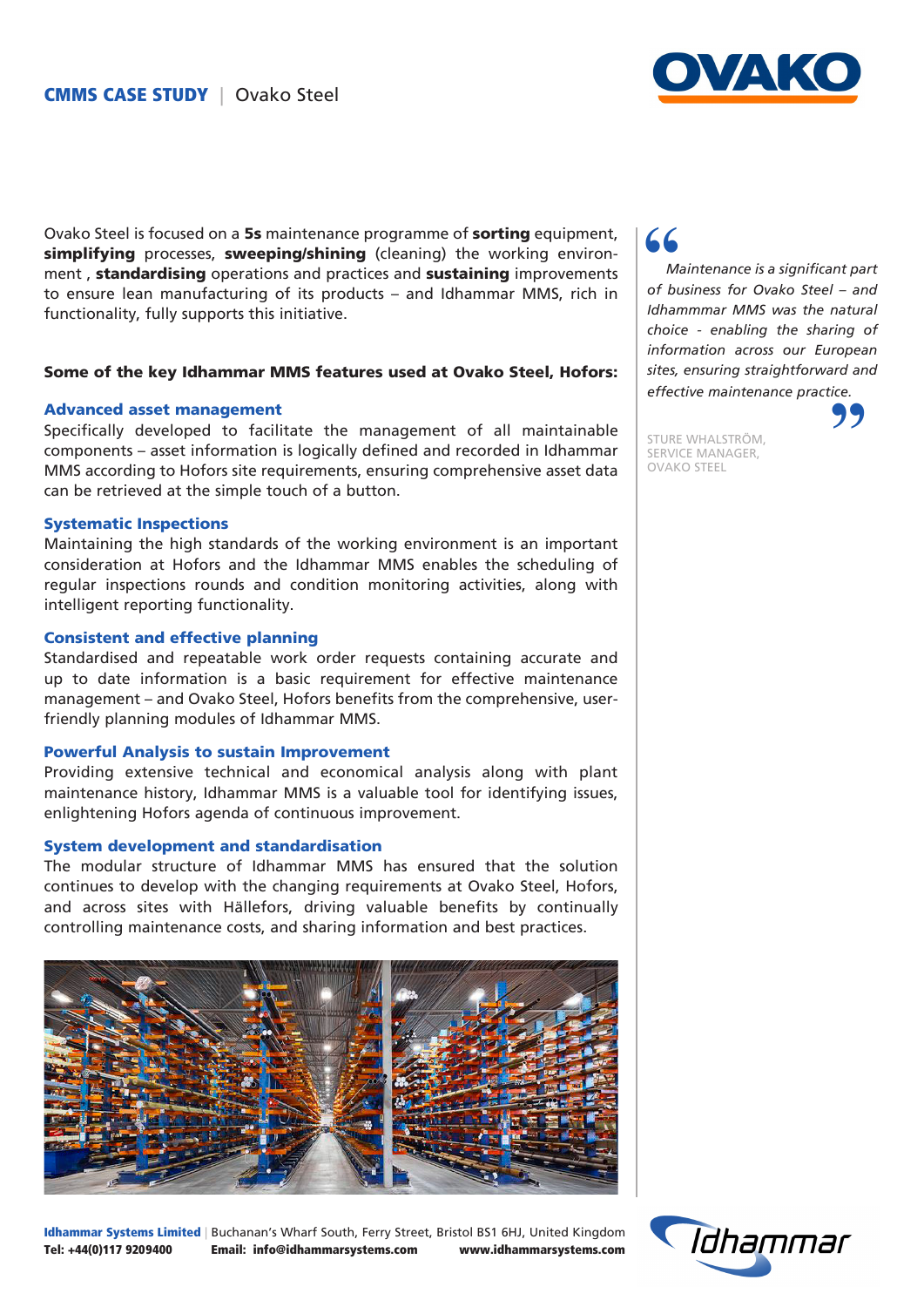**CMMS CASE STUDY** | Ovako Steel

Ovako Steel is focused on a **5s** maintenance programme of **sorting** equipment, **simplifying** processes, **sweeping/shining** (cleaning) the working environment , **standardising** operations and practices and **sustaining** improvements to ensure lean manufacturing of its products – and Idhammar MMS, rich in functionality, fully supports this initiative.

> *Maintenance is a significant part of business for Ovako Steel – and Idhammmar MMS was the natural choice - enabling the sharing of information across our European sites, ensuring straightforward and effective maintenance practice.*
>
> STURE WHALSTRÖM, SERVICE MANAGER, OVAKO STEEL

**Some of the key Idhammar MMS features used at Ovako Steel, Hofors:**

### Advanced asset management

Specifically developed to facilitate the management of all maintainable components – asset information is logically defined and recorded in Idhammar MMS according to Hofors site requirements, ensuring comprehensive asset data can be retrieved at the simple touch of a button.

### Systematic Inspections

Maintaining the high standards of the working environment is an important consideration at Hofors and the Idhammar MMS enables the scheduling of regular inspections rounds and condition monitoring activities, along with intelligent reporting functionality.

### Consistent and effective planning

Standardised and repeatable work order requests containing accurate and up to date information is a basic requirement for effective maintenance management – and Ovako Steel, Hofors benefits from the comprehensive, user-friendly planning modules of Idhammar MMS.

### Powerful Analysis to sustain Improvement

Providing extensive technical and economical analysis along with plant maintenance history, Idhammar MMS is a valuable tool for identifying issues, enlightening Hofors agenda of continuous improvement.

### System development and standardisation

The modular structure of Idhammar MMS has ensured that the solution continues to develop with the changing requirements at Ovako Steel, Hofors, and across sites with Hällefors, driving valuable benefits by continually controlling maintenance costs, and sharing information and best practices.

**Idhammar Systems Limited** | Buchanan's Wharf South, Ferry Street, Bristol BS1 6HJ, United Kingdom
**Tel: +44(0)117 9209400** **Email: info@idhammarsystems.com** **www.idhammarsystems.com**